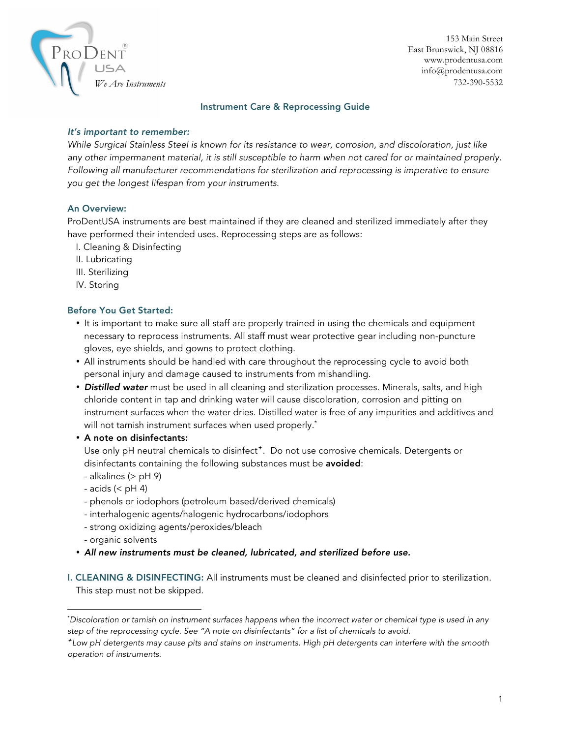ProDent USA®
*We Are Instruments*

153 Main Street
East Brunswick, NJ 08816
www.prodentusa.com
info@prodentusa.com
732-390-5532

## Instrument Care & Reprocessing Guide

### *It's important to remember:*

*While Surgical Stainless Steel is known for its resistance to wear, corrosion, and discoloration, just like any other impermanent material, it is still susceptible to harm when not cared for or maintained properly. Following all manufacturer recommendations for sterilization and reprocessing is imperative to ensure you get the longest lifespan from your instruments.*

### An Overview:

ProDentUSA instruments are best maintained if they are cleaned and sterilized immediately after they have performed their intended uses. Reprocessing steps are as follows:

I. Cleaning & Disinfecting
II. Lubricating
III. Sterilizing
IV. Storing

### Before You Get Started:

- It is important to make sure all staff are properly trained in using the chemicals and equipment necessary to reprocess instruments. All staff must wear protective gear including non-puncture gloves, eye shields, and gowns to protect clothing.
- All instruments should be handled with care throughout the reprocessing cycle to avoid both personal injury and damage caused to instruments from mishandling.
- ***Distilled water*** must be used in all cleaning and sterilization processes. Minerals, salts, and high chloride content in tap and drinking water will cause discoloration, corrosion and pitting on instrument surfaces when the water dries. Distilled water is free of any impurities and additives and will not tarnish instrument surfaces when used properly.[*]
- **A note on disinfectants:**
  Use only pH neutral chemicals to disinfect[✦]. Do not use corrosive chemicals. Detergents or disinfectants containing the following substances must be **avoided**:
  - alkalines (> pH 9)
  - acids (< pH 4)
  - phenols or iodophors (petroleum based/derived chemicals)
  - interhalogenic agents/halogenic hydrocarbons/iodophors
  - strong oxidizing agents/peroxides/bleach
  - organic solvents
- ***All new instruments must be cleaned, lubricated, and sterilized before use.***

**I. CLEANING & DISINFECTING:** All instruments must be cleaned and disinfected prior to sterilization. This step must not be skipped.

---

[*] *Discoloration or tarnish on instrument surfaces happens when the incorrect water or chemical type is used in any step of the reprocessing cycle. See "A note on disinfectants" for a list of chemicals to avoid.*

[✦] *Low pH detergents may cause pits and stains on instruments. High pH detergents can interfere with the smooth operation of instruments.*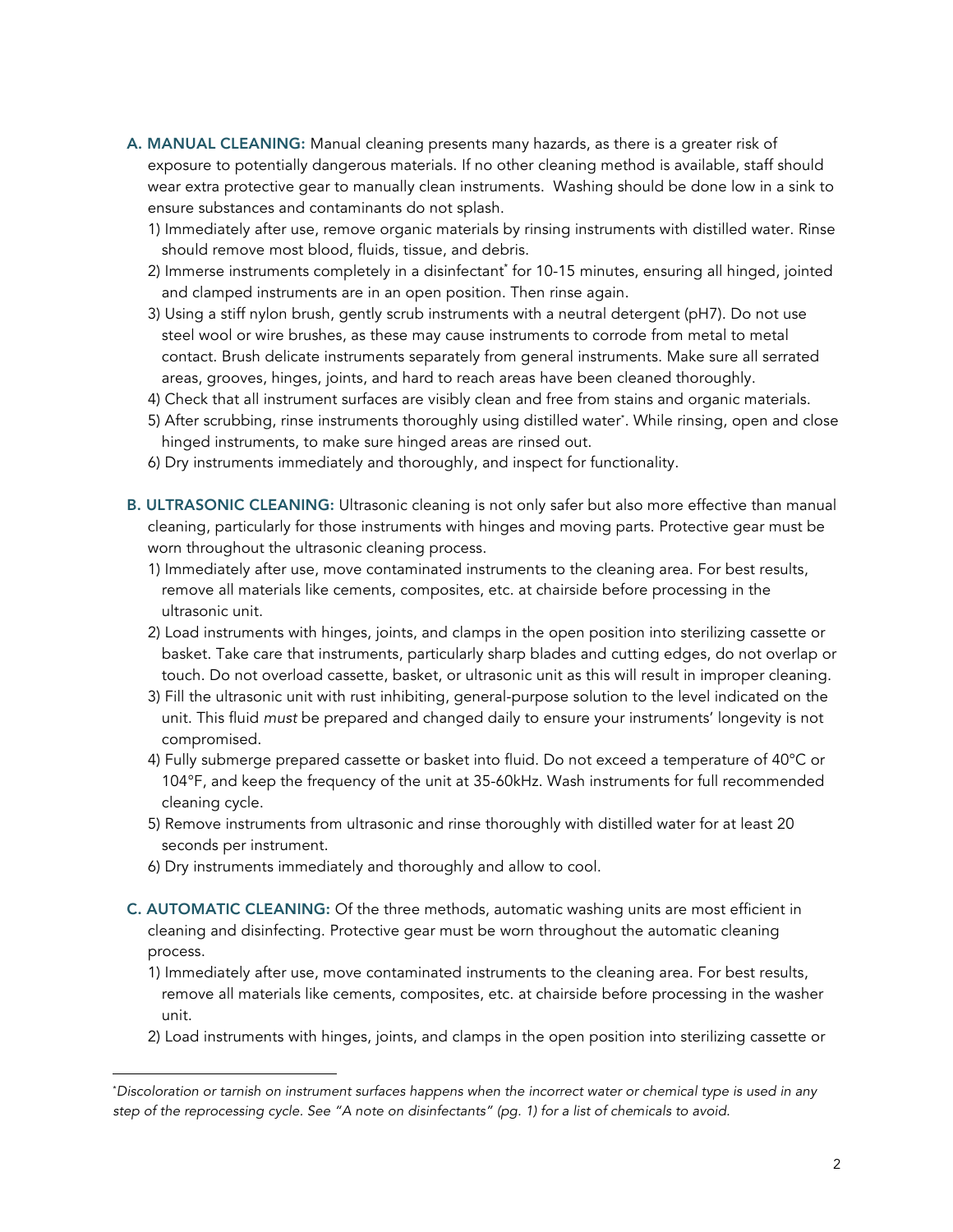**A. MANUAL CLEANING:** Manual cleaning presents many hazards, as there is a greater risk of exposure to potentially dangerous materials. If no other cleaning method is available, staff should wear extra protective gear to manually clean instruments. Washing should be done low in a sink to ensure substances and contaminants do not splash.

1) Immediately after use, remove organic materials by rinsing instruments with distilled water. Rinse should remove most blood, fluids, tissue, and debris.
2) Immerse instruments completely in a disinfectant* for 10-15 minutes, ensuring all hinged, jointed and clamped instruments are in an open position. Then rinse again.
3) Using a stiff nylon brush, gently scrub instruments with a neutral detergent (pH7). Do not use steel wool or wire brushes, as these may cause instruments to corrode from metal to metal contact. Brush delicate instruments separately from general instruments. Make sure all serrated areas, grooves, hinges, joints, and hard to reach areas have been cleaned thoroughly.
4) Check that all instrument surfaces are visibly clean and free from stains and organic materials.
5) After scrubbing, rinse instruments thoroughly using distilled water*. While rinsing, open and close hinged instruments, to make sure hinged areas are rinsed out.
6) Dry instruments immediately and thoroughly, and inspect for functionality.

**B. ULTRASONIC CLEANING:** Ultrasonic cleaning is not only safer but also more effective than manual cleaning, particularly for those instruments with hinges and moving parts. Protective gear must be worn throughout the ultrasonic cleaning process.

1) Immediately after use, move contaminated instruments to the cleaning area. For best results, remove all materials like cements, composites, etc. at chairside before processing in the ultrasonic unit.
2) Load instruments with hinges, joints, and clamps in the open position into sterilizing cassette or basket. Take care that instruments, particularly sharp blades and cutting edges, do not overlap or touch. Do not overload cassette, basket, or ultrasonic unit as this will result in improper cleaning.
3) Fill the ultrasonic unit with rust inhibiting, general-purpose solution to the level indicated on the unit. This fluid *must* be prepared and changed daily to ensure your instruments' longevity is not compromised.
4) Fully submerge prepared cassette or basket into fluid. Do not exceed a temperature of 40°C or 104°F, and keep the frequency of the unit at 35-60kHz. Wash instruments for full recommended cleaning cycle.
5) Remove instruments from ultrasonic and rinse thoroughly with distilled water for at least 20 seconds per instrument.
6) Dry instruments immediately and thoroughly and allow to cool.

**C. AUTOMATIC CLEANING:** Of the three methods, automatic washing units are most efficient in cleaning and disinfecting. Protective gear must be worn throughout the automatic cleaning process.

1) Immediately after use, move contaminated instruments to the cleaning area. For best results, remove all materials like cements, composites, etc. at chairside before processing in the washer unit.
2) Load instruments with hinges, joints, and clamps in the open position into sterilizing cassette or

*\*Discoloration or tarnish on instrument surfaces happens when the incorrect water or chemical type is used in any step of the reprocessing cycle. See "A note on disinfectants" (pg. 1) for a list of chemicals to avoid.*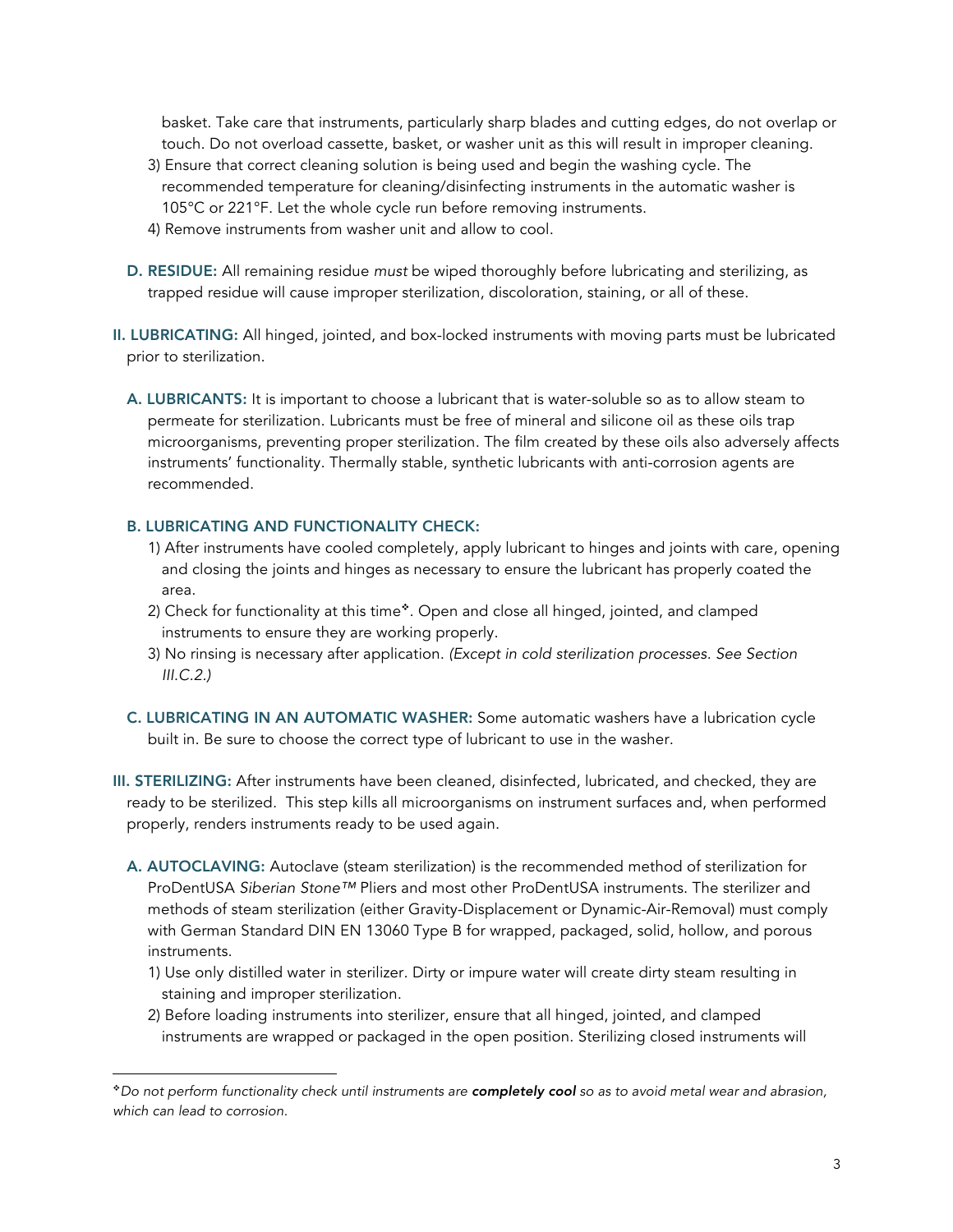basket. Take care that instruments, particularly sharp blades and cutting edges, do not overlap or touch. Do not overload cassette, basket, or washer unit as this will result in improper cleaning.

3) Ensure that correct cleaning solution is being used and begin the washing cycle. The recommended temperature for cleaning/disinfecting instruments in the automatic washer is 105°C or 221°F. Let the whole cycle run before removing instruments.
4) Remove instruments from washer unit and allow to cool.

**D. RESIDUE:** All remaining residue *must* be wiped thoroughly before lubricating and sterilizing, as trapped residue will cause improper sterilization, discoloration, staining, or all of these.

## II. LUBRICATING:

All hinged, jointed, and box-locked instruments with moving parts must be lubricated prior to sterilization.

**A. LUBRICANTS:** It is important to choose a lubricant that is water-soluble so as to allow steam to permeate for sterilization. Lubricants must be free of mineral and silicone oil as these oils trap microorganisms, preventing proper sterilization. The film created by these oils also adversely affects instruments' functionality. Thermally stable, synthetic lubricants with anti-corrosion agents are recommended.

**B. LUBRICATING AND FUNCTIONALITY CHECK:**

1) After instruments have cooled completely, apply lubricant to hinges and joints with care, opening and closing the joints and hinges as necessary to ensure the lubricant has properly coated the area.
2) Check for functionality at this time❖. Open and close all hinged, jointed, and clamped instruments to ensure they are working properly.
3) No rinsing is necessary after application. *(Except in cold sterilization processes. See Section III.C.2.)*

**C. LUBRICATING IN AN AUTOMATIC WASHER:** Some automatic washers have a lubrication cycle built in. Be sure to choose the correct type of lubricant to use in the washer.

## III. STERILIZING:

After instruments have been cleaned, disinfected, lubricated, and checked, they are ready to be sterilized. This step kills all microorganisms on instrument surfaces and, when performed properly, renders instruments ready to be used again.

**A. AUTOCLAVING:** Autoclave (steam sterilization) is the recommended method of sterilization for ProDentUSA *Siberian Stone™* Pliers and most other ProDentUSA instruments. The sterilizer and methods of steam sterilization (either Gravity-Displacement or Dynamic-Air-Removal) must comply with German Standard DIN EN 13060 Type B for wrapped, packaged, solid, hollow, and porous instruments.

1) Use only distilled water in sterilizer. Dirty or impure water will create dirty steam resulting in staining and improper sterilization.
2) Before loading instruments into sterilizer, ensure that all hinged, jointed, and clamped instruments are wrapped or packaged in the open position. Sterilizing closed instruments will

---

❖*Do not perform functionality check until instruments are **completely cool** so as to avoid metal wear and abrasion, which can lead to corrosion.*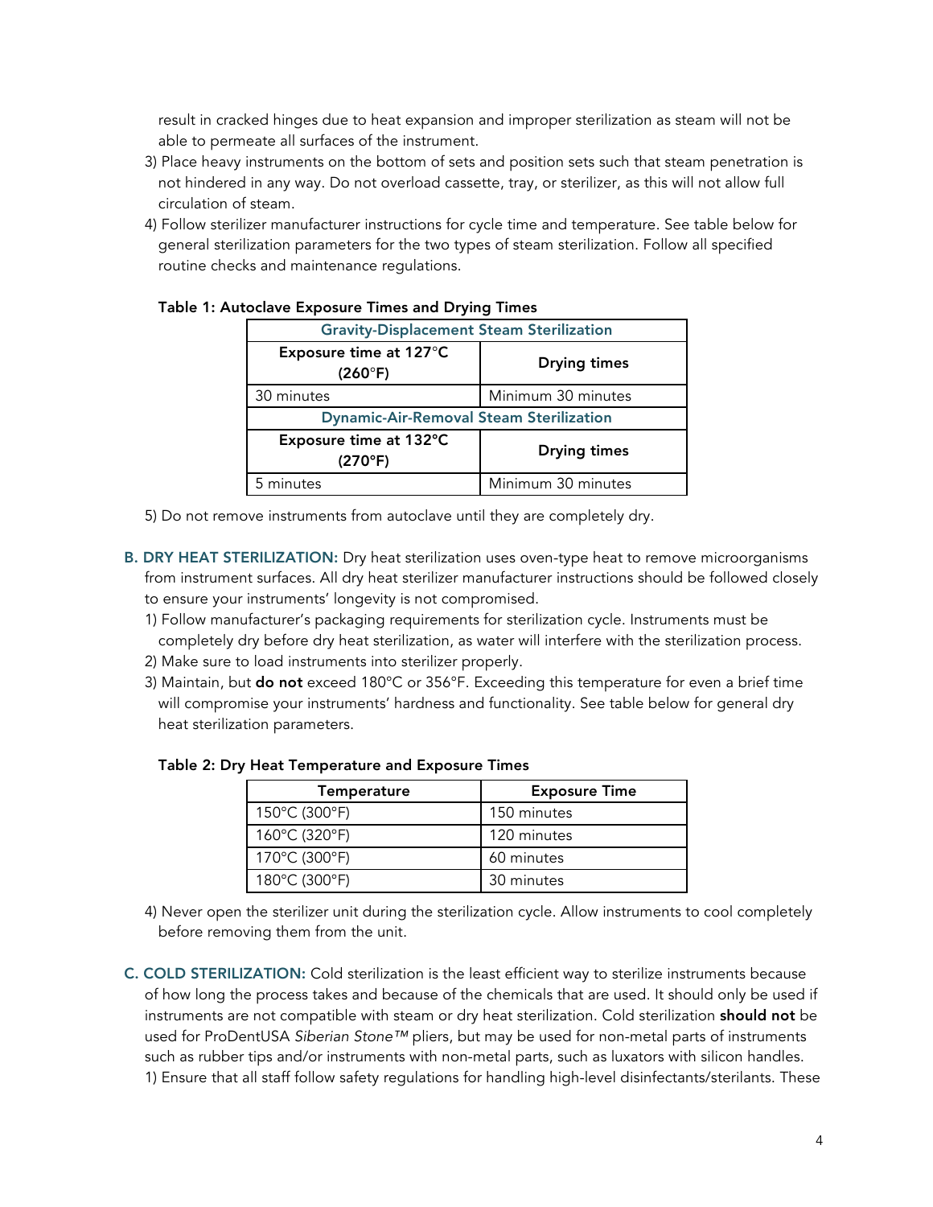result in cracked hinges due to heat expansion and improper sterilization as steam will not be able to permeate all surfaces of the instrument.

3) Place heavy instruments on the bottom of sets and position sets such that steam penetration is not hindered in any way. Do not overload cassette, tray, or sterilizer, as this will not allow full circulation of steam.
4) Follow sterilizer manufacturer instructions for cycle time and temperature. See table below for general sterilization parameters for the two types of steam sterilization. Follow all specified routine checks and maintenance regulations.

**Table 1: Autoclave Exposure Times and Drying Times**

| Gravity-Displacement Steam Sterilization | |
|---|---|
| **Exposure time at 127°C (260°F)** | **Drying times** |
| 30 minutes | Minimum 30 minutes |
| **Dynamic-Air-Removal Steam Sterilization** | |
| **Exposure time at 132°C (270°F)** | **Drying times** |
| 5 minutes | Minimum 30 minutes |

5) Do not remove instruments from autoclave until they are completely dry.

**B. DRY HEAT STERILIZATION:** Dry heat sterilization uses oven-type heat to remove microorganisms from instrument surfaces. All dry heat sterilizer manufacturer instructions should be followed closely to ensure your instruments' longevity is not compromised.

1) Follow manufacturer's packaging requirements for sterilization cycle. Instruments must be completely dry before dry heat sterilization, as water will interfere with the sterilization process.
2) Make sure to load instruments into sterilizer properly.
3) Maintain, but **do not** exceed 180°C or 356°F. Exceeding this temperature for even a brief time will compromise your instruments' hardness and functionality. See table below for general dry heat sterilization parameters.

**Table 2: Dry Heat Temperature and Exposure Times**

| Temperature | Exposure Time |
|---|---|
| 150°C (300°F) | 150 minutes |
| 160°C (320°F) | 120 minutes |
| 170°C (300°F) | 60 minutes |
| 180°C (300°F) | 30 minutes |

4) Never open the sterilizer unit during the sterilization cycle. Allow instruments to cool completely before removing them from the unit.

**C. COLD STERILIZATION:** Cold sterilization is the least efficient way to sterilize instruments because of how long the process takes and because of the chemicals that are used. It should only be used if instruments are not compatible with steam or dry heat sterilization. Cold sterilization **should not** be used for ProDentUSA *Siberian Stone™* pliers, but may be used for non-metal parts of instruments such as rubber tips and/or instruments with non-metal parts, such as luxators with silicon handles.

1) Ensure that all staff follow safety regulations for handling high-level disinfectants/sterilants. These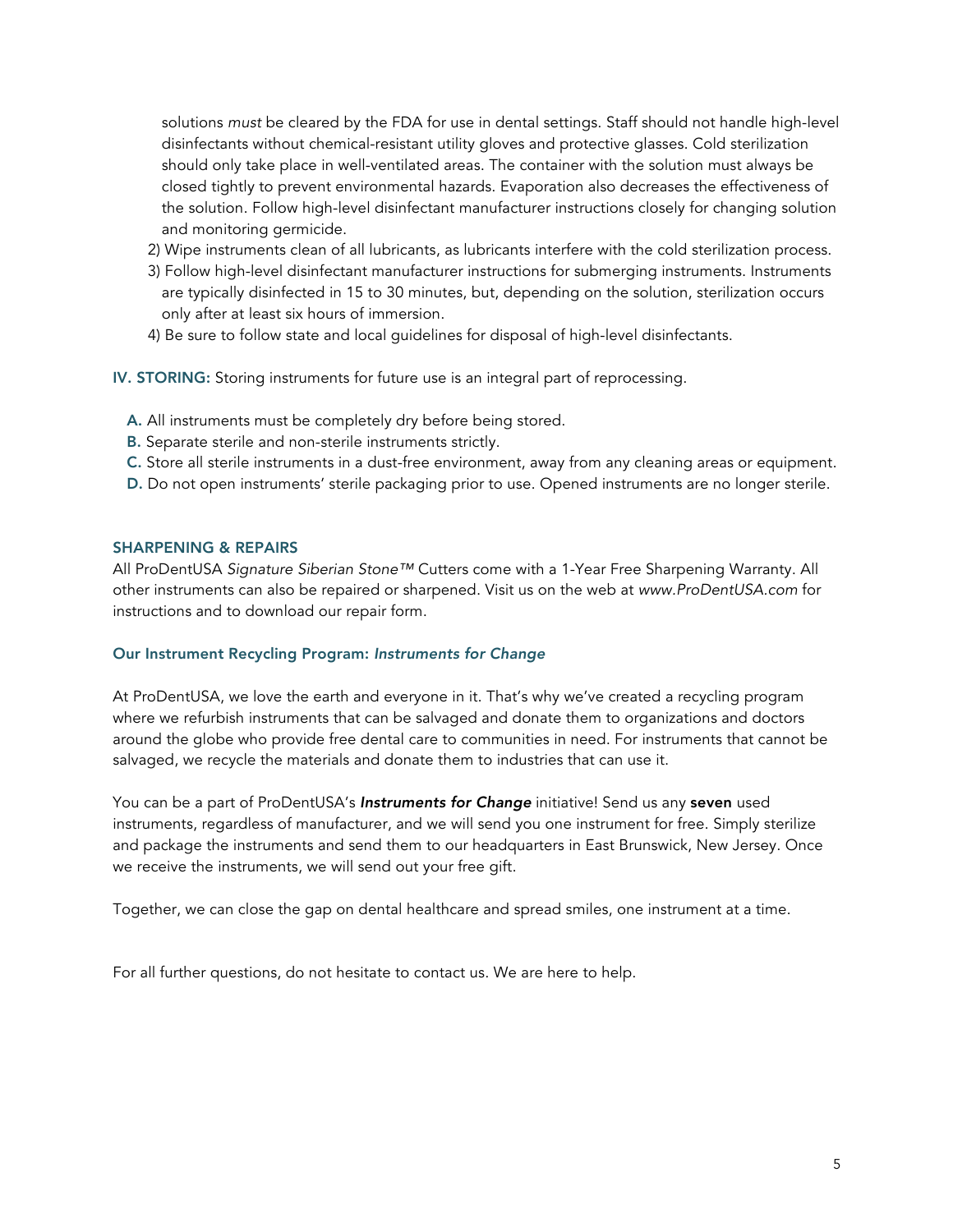solutions *must* be cleared by the FDA for use in dental settings. Staff should not handle high-level disinfectants without chemical-resistant utility gloves and protective glasses. Cold sterilization should only take place in well-ventilated areas. The container with the solution must always be closed tightly to prevent environmental hazards. Evaporation also decreases the effectiveness of the solution. Follow high-level disinfectant manufacturer instructions closely for changing solution and monitoring germicide.

2) Wipe instruments clean of all lubricants, as lubricants interfere with the cold sterilization process.
3) Follow high-level disinfectant manufacturer instructions for submerging instruments. Instruments are typically disinfected in 15 to 30 minutes, but, depending on the solution, sterilization occurs only after at least six hours of immersion.
4) Be sure to follow state and local guidelines for disposal of high-level disinfectants.

**IV. STORING:** Storing instruments for future use is an integral part of reprocessing.

- **A.** All instruments must be completely dry before being stored.
- **B.** Separate sterile and non-sterile instruments strictly.
- **C.** Store all sterile instruments in a dust-free environment, away from any cleaning areas or equipment.
- **D.** Do not open instruments' sterile packaging prior to use. Opened instruments are no longer sterile.

## SHARPENING & REPAIRS

All ProDentUSA *Signature Siberian Stone™* Cutters come with a 1-Year Free Sharpening Warranty. All other instruments can also be repaired or sharpened. Visit us on the web at *www.ProDentUSA.com* for instructions and to download our repair form.

## Our Instrument Recycling Program: *Instruments for Change*

At ProDentUSA, we love the earth and everyone in it. That's why we've created a recycling program where we refurbish instruments that can be salvaged and donate them to organizations and doctors around the globe who provide free dental care to communities in need. For instruments that cannot be salvaged, we recycle the materials and donate them to industries that can use it.

You can be a part of ProDentUSA's ***Instruments for Change*** initiative! Send us any **seven** used instruments, regardless of manufacturer, and we will send you one instrument for free. Simply sterilize and package the instruments and send them to our headquarters in East Brunswick, New Jersey. Once we receive the instruments, we will send out your free gift.

Together, we can close the gap on dental healthcare and spread smiles, one instrument at a time.

For all further questions, do not hesitate to contact us. We are here to help.